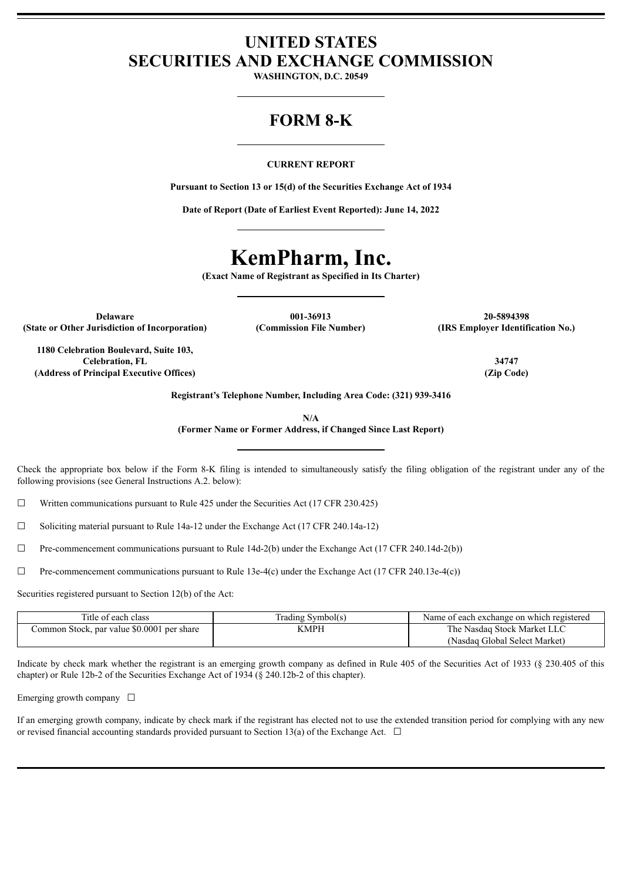# UNITED STATES
# SECURITIES AND EXCHANGE COMMISSION

**WASHINGTON, D.C. 20549**

## FORM 8-K

**CURRENT REPORT**

**Pursuant to Section 13 or 15(d) of the Securities Exchange Act of 1934**

**Date of Report (Date of Earliest Event Reported): June 14, 2022**

# KemPharm, Inc.

**(Exact Name of Registrant as Specified in Its Charter)**

| **Delaware** | **001-36913** | **20-5894398** |
|---|---|---|
| **(State or Other Jurisdiction of Incorporation)** | **(Commission File Number)** | **(IRS Employer Identification No.)** |

| **1180 Celebration Boulevard, Suite 103, Celebration, FL** | **34747** |
|---|---|
| **(Address of Principal Executive Offices)** | **(Zip Code)** |

**Registrant's Telephone Number, Including Area Code: (321) 939-3416**

**N/A**
**(Former Name or Former Address, if Changed Since Last Report)**

Check the appropriate box below if the Form 8-K filing is intended to simultaneously satisfy the filing obligation of the registrant under any of the following provisions (see General Instructions A.2. below):

☐ Written communications pursuant to Rule 425 under the Securities Act (17 CFR 230.425)

☐ Soliciting material pursuant to Rule 14a-12 under the Exchange Act (17 CFR 240.14a-12)

☐ Pre-commencement communications pursuant to Rule 14d-2(b) under the Exchange Act (17 CFR 240.14d-2(b))

☐ Pre-commencement communications pursuant to Rule 13e-4(c) under the Exchange Act (17 CFR 240.13e-4(c))

Securities registered pursuant to Section 12(b) of the Act:

| Title of each class | Trading Symbol(s) | Name of each exchange on which registered |
|---|---|---|
| Common Stock, par value $0.0001 per share | KMPH | The Nasdaq Stock Market LLC (Nasdaq Global Select Market) |

Indicate by check mark whether the registrant is an emerging growth company as defined in Rule 405 of the Securities Act of 1933 (§ 230.405 of this chapter) or Rule 12b-2 of the Securities Exchange Act of 1934 (§ 240.12b-2 of this chapter).

Emerging growth company ☐

If an emerging growth company, indicate by check mark if the registrant has elected not to use the extended transition period for complying with any new or revised financial accounting standards provided pursuant to Section 13(a) of the Exchange Act. ☐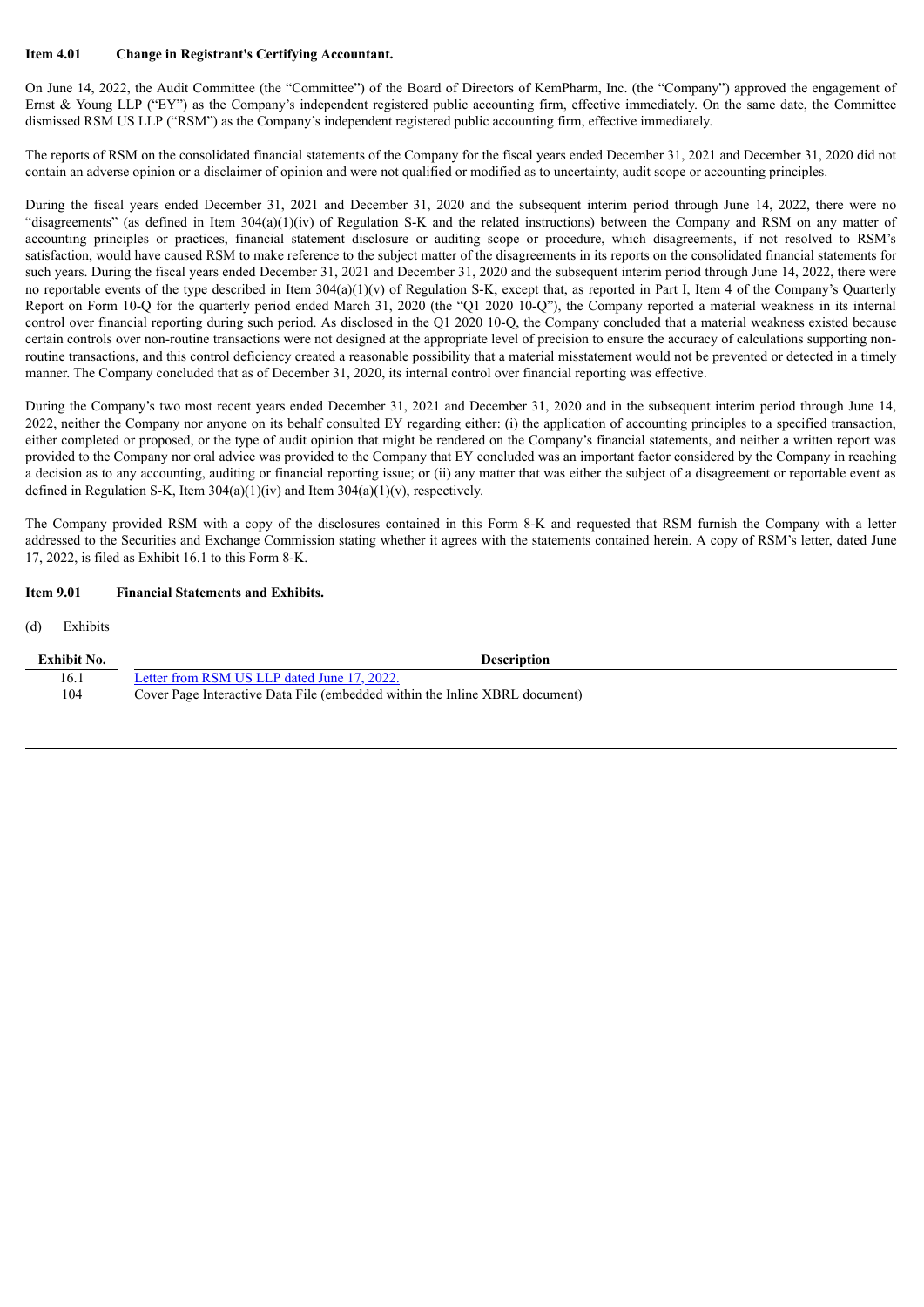**Item 4.01 Change in Registrant's Certifying Accountant.**

On June 14, 2022, the Audit Committee (the "Committee") of the Board of Directors of KemPharm, Inc. (the "Company") approved the engagement of Ernst & Young LLP ("EY") as the Company's independent registered public accounting firm, effective immediately. On the same date, the Committee dismissed RSM US LLP ("RSM") as the Company's independent registered public accounting firm, effective immediately.

The reports of RSM on the consolidated financial statements of the Company for the fiscal years ended December 31, 2021 and December 31, 2020 did not contain an adverse opinion or a disclaimer of opinion and were not qualified or modified as to uncertainty, audit scope or accounting principles.

During the fiscal years ended December 31, 2021 and December 31, 2020 and the subsequent interim period through June 14, 2022, there were no "disagreements" (as defined in Item 304(a)(1)(iv) of Regulation S-K and the related instructions) between the Company and RSM on any matter of accounting principles or practices, financial statement disclosure or auditing scope or procedure, which disagreements, if not resolved to RSM's satisfaction, would have caused RSM to make reference to the subject matter of the disagreements in its reports on the consolidated financial statements for such years. During the fiscal years ended December 31, 2021 and December 31, 2020 and the subsequent interim period through June 14, 2022, there were no reportable events of the type described in Item 304(a)(1)(v) of Regulation S-K, except that, as reported in Part I, Item 4 of the Company's Quarterly Report on Form 10-Q for the quarterly period ended March 31, 2020 (the "Q1 2020 10-Q"), the Company reported a material weakness in its internal control over financial reporting during such period. As disclosed in the Q1 2020 10-Q, the Company concluded that a material weakness existed because certain controls over non-routine transactions were not designed at the appropriate level of precision to ensure the accuracy of calculations supporting non-routine transactions, and this control deficiency created a reasonable possibility that a material misstatement would not be prevented or detected in a timely manner. The Company concluded that as of December 31, 2020, its internal control over financial reporting was effective.

During the Company's two most recent years ended December 31, 2021 and December 31, 2020 and in the subsequent interim period through June 14, 2022, neither the Company nor anyone on its behalf consulted EY regarding either: (i) the application of accounting principles to a specified transaction, either completed or proposed, or the type of audit opinion that might be rendered on the Company's financial statements, and neither a written report was provided to the Company nor oral advice was provided to the Company that EY concluded was an important factor considered by the Company in reaching a decision as to any accounting, auditing or financial reporting issue; or (ii) any matter that was either the subject of a disagreement or reportable event as defined in Regulation S-K, Item 304(a)(1)(iv) and Item 304(a)(1)(v), respectively.

The Company provided RSM with a copy of the disclosures contained in this Form 8-K and requested that RSM furnish the Company with a letter addressed to the Securities and Exchange Commission stating whether it agrees with the statements contained herein. A copy of RSM's letter, dated June 17, 2022, is filed as Exhibit 16.1 to this Form 8-K.

**Item 9.01 Financial Statements and Exhibits.**

(d) Exhibits

| Exhibit No. | Description |
|---|---|
| 16.1 | Letter from RSM US LLP dated June 17, 2022. |
| 104 | Cover Page Interactive Data File (embedded within the Inline XBRL document) |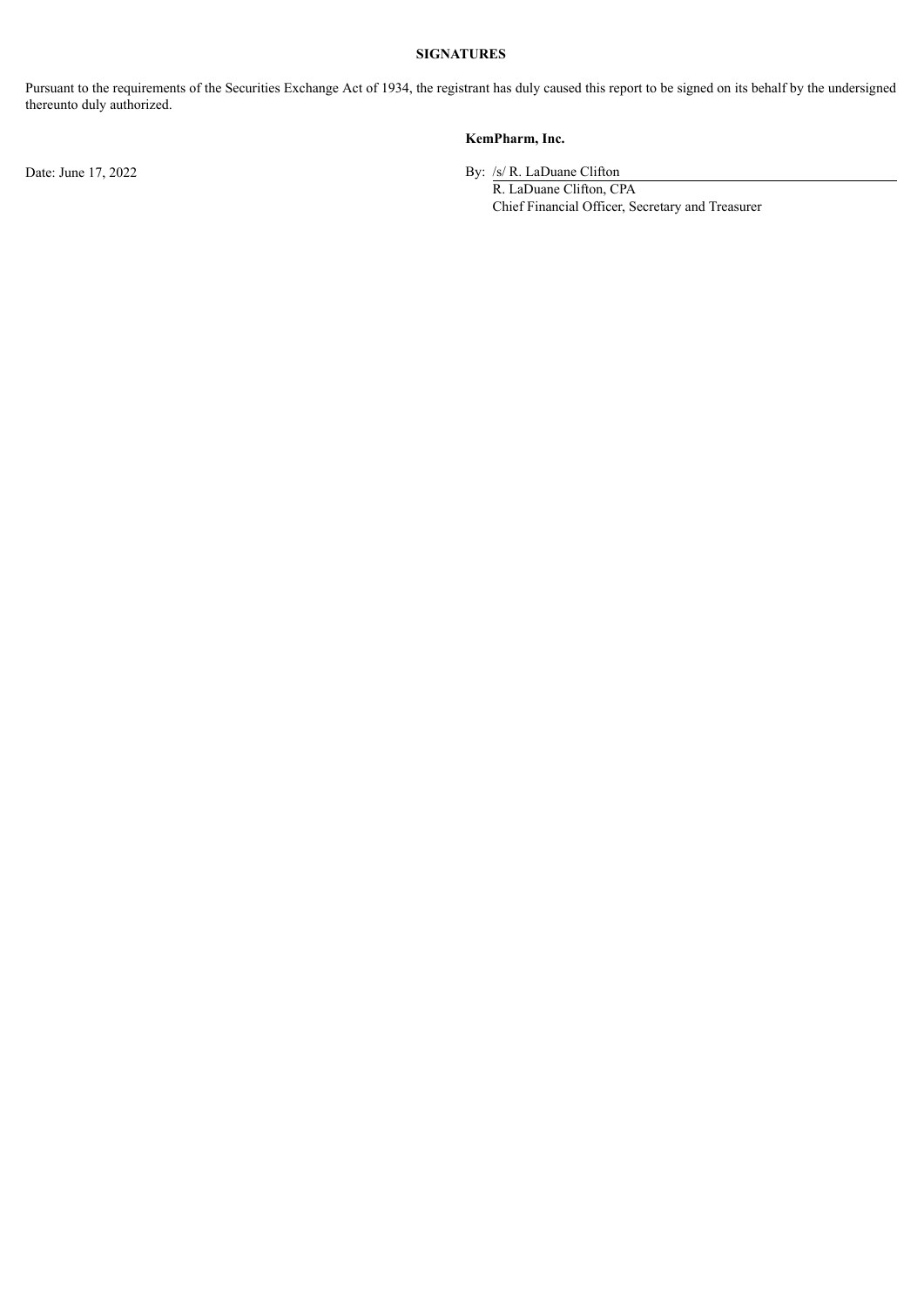**SIGNATURES**

Pursuant to the requirements of the Securities Exchange Act of 1934, the registrant has duly caused this report to be signed on its behalf by the undersigned thereunto duly authorized.

**KemPharm, Inc.**

Date: June 17, 2022

By: /s/ R. LaDuane Clifton
R. LaDuane Clifton, CPA
Chief Financial Officer, Secretary and Treasurer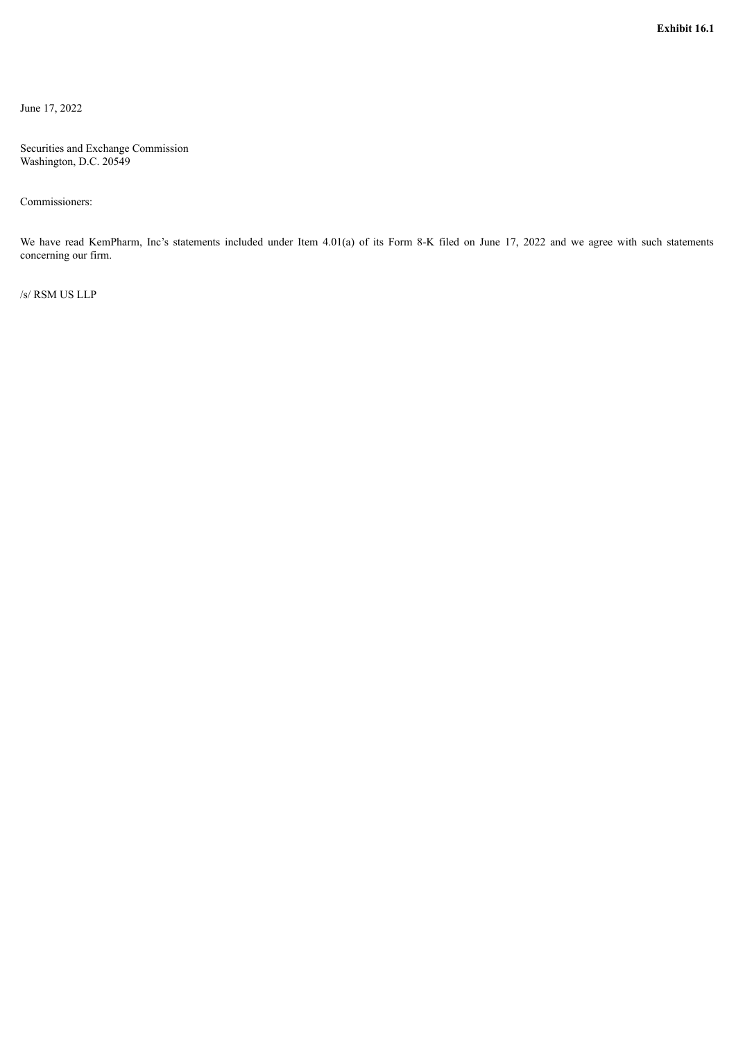**Exhibit 16.1**

June 17, 2022

Securities and Exchange Commission
Washington, D.C. 20549

Commissioners:

We have read KemPharm, Inc's statements included under Item 4.01(a) of its Form 8-K filed on June 17, 2022 and we agree with such statements concerning our firm.

/s/ RSM US LLP